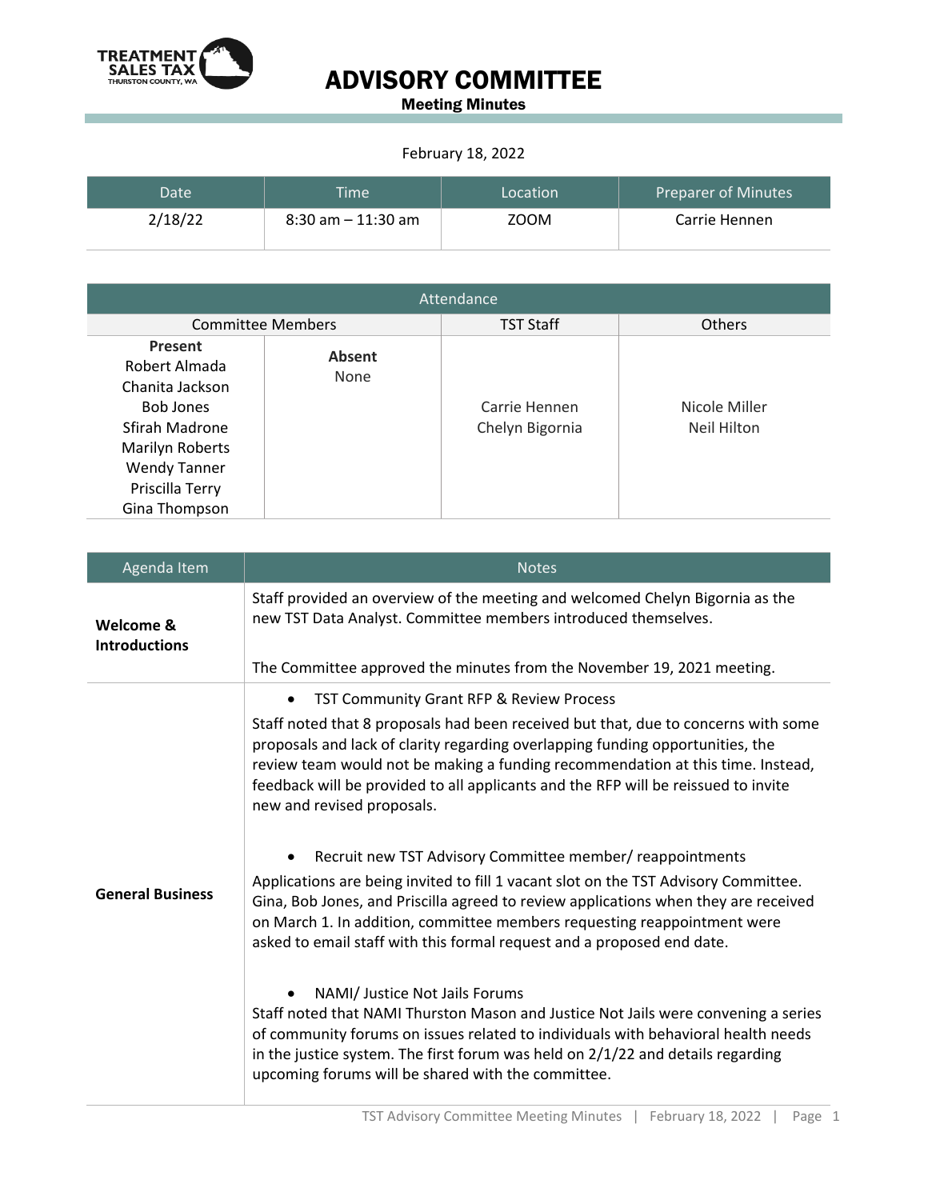# ADVISORY COMMITTEE

**Meeting Minutes**

February 18, 2022

| Date | Time | Location | Preparer of Minutes |
| --- | --- | --- | --- |
| 2/18/22 | 8:30 am – 11:30 am | ZOOM | Carrie Hennen |

| Attendance | | | |
| --- | --- | --- | --- |
| Committee Members | | TST Staff | Others |
| **Present**<br>Robert Almada<br>Chanita Jackson<br>Bob Jones<br>Sfirah Madrone<br>Marilyn Roberts<br>Wendy Tanner<br>Priscilla Terry<br>Gina Thompson | **Absent**<br>None | Carrie Hennen<br>Chelyn Bigornia | Nicole Miller<br>Neil Hilton |

| Agenda Item | Notes |
| --- | --- |
| **Welcome & Introductions** | Staff provided an overview of the meeting and welcomed Chelyn Bigornia as the new TST Data Analyst. Committee members introduced themselves.<br><br>The Committee approved the minutes from the November 19, 2021 meeting. |
| **General Business** | • TST Community Grant RFP & Review Process<br>Staff noted that 8 proposals had been received but that, due to concerns with some proposals and lack of clarity regarding overlapping funding opportunities, the review team would not be making a funding recommendation at this time. Instead, feedback will be provided to all applicants and the RFP will be reissued to invite new and revised proposals.<br><br>• Recruit new TST Advisory Committee member/ reappointments<br>Applications are being invited to fill 1 vacant slot on the TST Advisory Committee. Gina, Bob Jones, and Priscilla agreed to review applications when they are received on March 1. In addition, committee members requesting reappointment were asked to email staff with this formal request and a proposed end date.<br><br>• NAMI/ Justice Not Jails Forums<br>Staff noted that NAMI Thurston Mason and Justice Not Jails were convening a series of community forums on issues related to individuals with behavioral health needs in the justice system. The first forum was held on 2/1/22 and details regarding upcoming forums will be shared with the committee. |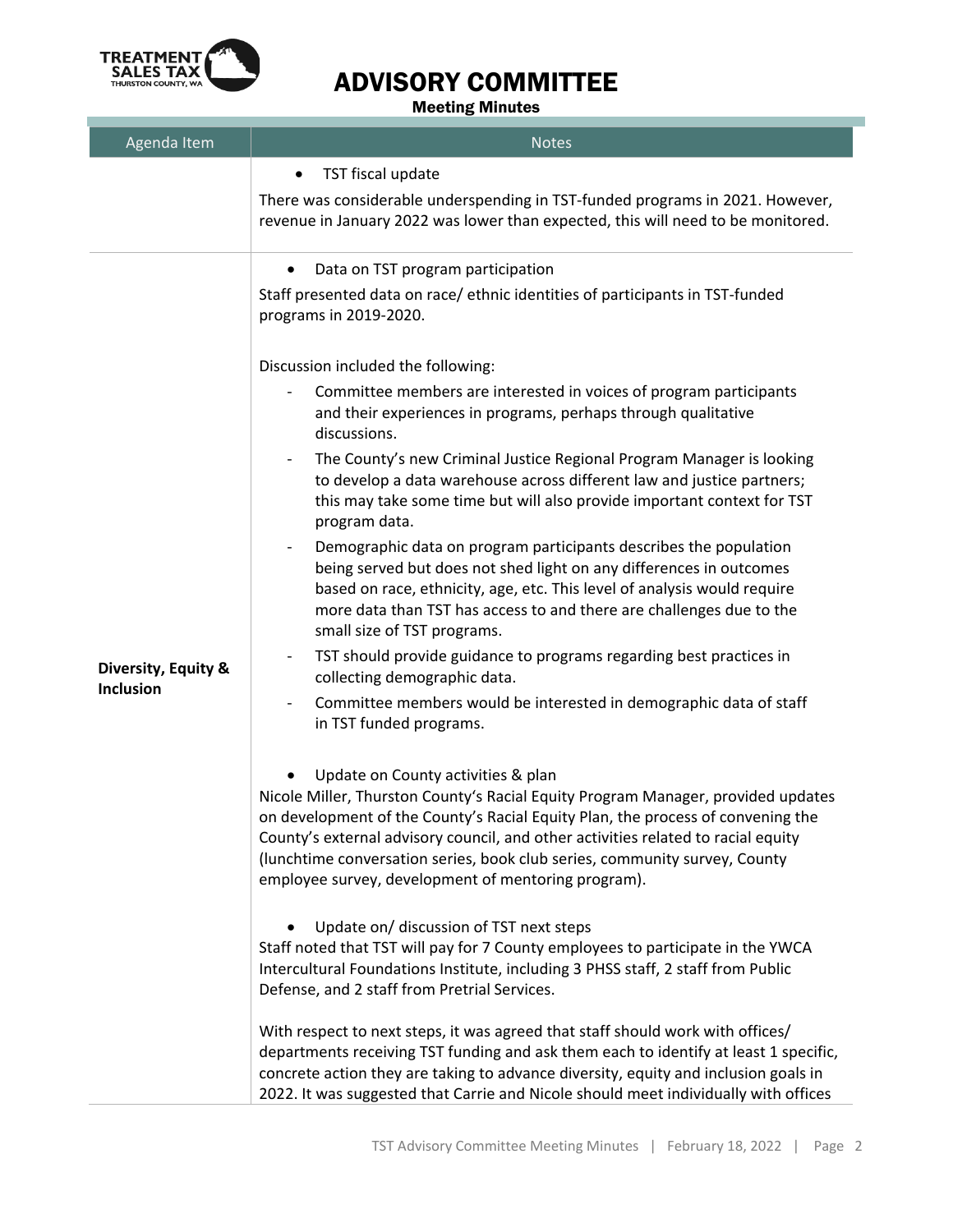# ADVISORY COMMITTEE

**Meeting Minutes**

| Agenda Item | Notes |
|---|---|
| | • TST fiscal update<br><br>There was considerable underspending in TST-funded programs in 2021. However, revenue in January 2022 was lower than expected, this will need to be monitored. |
| **Diversity, Equity & Inclusion** | • Data on TST program participation<br><br>Staff presented data on race/ ethnic identities of participants in TST-funded programs in 2019-2020.<br><br>Discussion included the following:<br>- Committee members are interested in voices of program participants and their experiences in programs, perhaps through qualitative discussions.<br>- The County's new Criminal Justice Regional Program Manager is looking to develop a data warehouse across different law and justice partners; this may take some time but will also provide important context for TST program data.<br>- Demographic data on program participants describes the population being served but does not shed light on any differences in outcomes based on race, ethnicity, age, etc. This level of analysis would require more data than TST has access to and there are challenges due to the small size of TST programs.<br>- TST should provide guidance to programs regarding best practices in collecting demographic data.<br>- Committee members would be interested in demographic data of staff in TST funded programs.<br><br>• Update on County activities & plan<br><br>Nicole Miller, Thurston County's Racial Equity Program Manager, provided updates on development of the County's Racial Equity Plan, the process of convening the County's external advisory council, and other activities related to racial equity (lunchtime conversation series, book club series, community survey, County employee survey, development of mentoring program).<br><br>• Update on/ discussion of TST next steps<br><br>Staff noted that TST will pay for 7 County employees to participate in the YWCA Intercultural Foundations Institute, including 3 PHSS staff, 2 staff from Public Defense, and 2 staff from Pretrial Services.<br><br>With respect to next steps, it was agreed that staff should work with offices/ departments receiving TST funding and ask them each to identify at least 1 specific, concrete action they are taking to advance diversity, equity and inclusion goals in 2022. It was suggested that Carrie and Nicole should meet individually with offices |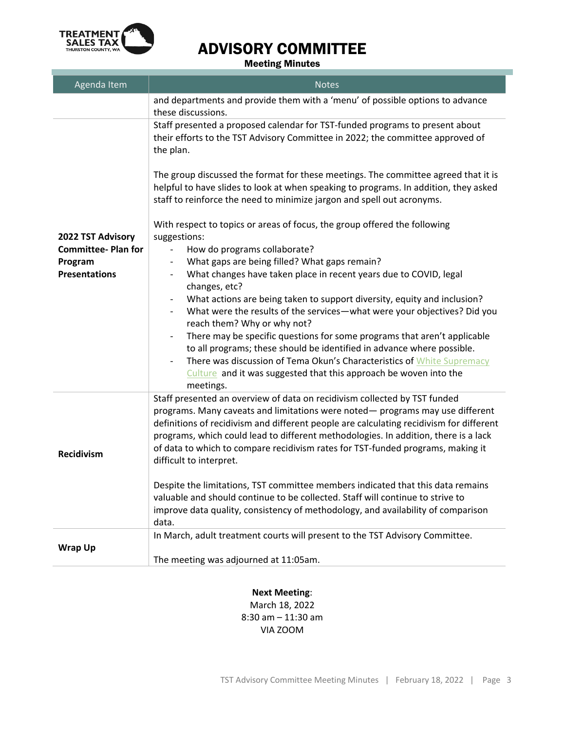# ADVISORY COMMITTEE

**Meeting Minutes**

| Agenda Item | Notes |
| --- | --- |
| | and departments and provide them with a 'menu' of possible options to advance these discussions. |
| **2022 TST Advisory Committee- Plan for Program Presentations** | Staff presented a proposed calendar for TST-funded programs to present about their efforts to the TST Advisory Committee in 2022; the committee approved of the plan.<br><br>The group discussed the format for these meetings. The committee agreed that it is helpful to have slides to look at when speaking to programs. In addition, they asked staff to reinforce the need to minimize jargon and spell out acronyms.<br><br>With respect to topics or areas of focus, the group offered the following suggestions:<br>- How do programs collaborate?<br>- What gaps are being filled? What gaps remain?<br>- What changes have taken place in recent years due to COVID, legal changes, etc?<br>- What actions are being taken to support diversity, equity and inclusion?<br>- What were the results of the services—what were your objectives? Did you reach them? Why or why not?<br>- There may be specific questions for some programs that aren't applicable to all programs; these should be identified in advance where possible.<br>- There was discussion of Tema Okun's Characteristics of White Supremacy Culture and it was suggested that this approach be woven into the meetings. |
| **Recidivism** | Staff presented an overview of data on recidivism collected by TST funded programs. Many caveats and limitations were noted— programs may use different definitions of recidivism and different people are calculating recidivism for different programs, which could lead to different methodologies. In addition, there is a lack of data to which to compare recidivism rates for TST-funded programs, making it difficult to interpret.<br><br>Despite the limitations, TST committee members indicated that this data remains valuable and should continue to be collected. Staff will continue to strive to improve data quality, consistency of methodology, and availability of comparison data. |
| **Wrap Up** | In March, adult treatment courts will present to the TST Advisory Committee.<br><br>The meeting was adjourned at 11:05am. |

**Next Meeting**:
March 18, 2022
8:30 am – 11:30 am
VIA ZOOM